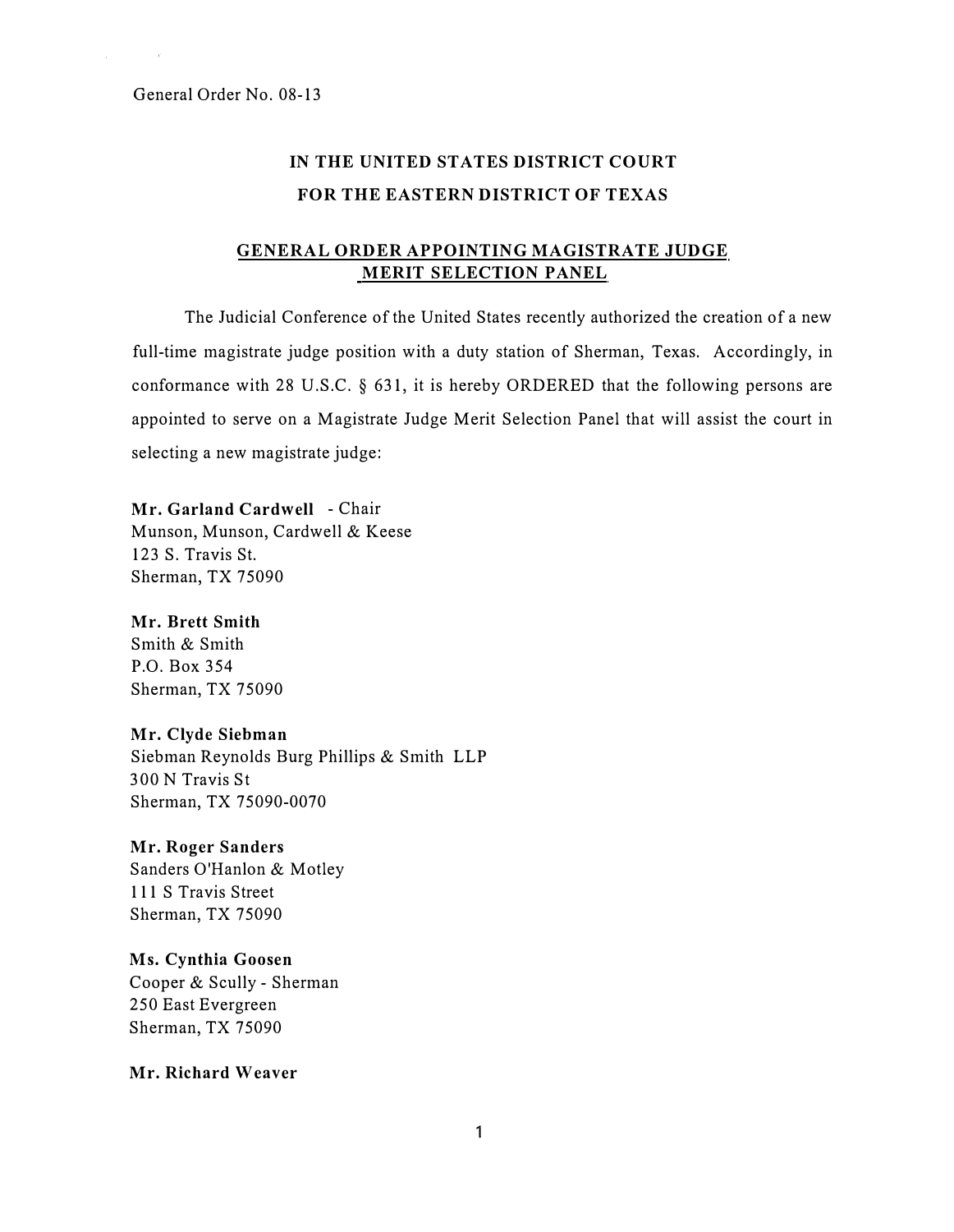General Order No. 08-13

# IN THE UNITED STATES DISTRICT COURT
# FOR THE EASTERN DISTRICT OF TEXAS

## GENERAL ORDER APPOINTING MAGISTRATE JUDGE MERIT SELECTION PANEL

The Judicial Conference of the United States recently authorized the creation of a new full-time magistrate judge position with a duty station of Sherman, Texas. Accordingly, in conformance with 28 U.S.C. § 631, it is hereby ORDERED that the following persons are appointed to serve on a Magistrate Judge Merit Selection Panel that will assist the court in selecting a new magistrate judge:

**Mr. Garland Cardwell** - Chair
Munson, Munson, Cardwell & Keese
123 S. Travis St.
Sherman, TX 75090

**Mr. Brett Smith**
Smith & Smith
P.O. Box 354
Sherman, TX 75090

**Mr. Clyde Siebman**
Siebman Reynolds Burg Phillips & Smith LLP
300 N Travis St
Sherman, TX 75090-0070

**Mr. Roger Sanders**
Sanders O'Hanlon & Motley
111 S Travis Street
Sherman, TX 75090

**Ms. Cynthia Goosen**
Cooper & Scully - Sherman
250 East Evergreen
Sherman, TX 75090

**Mr. Richard Weaver**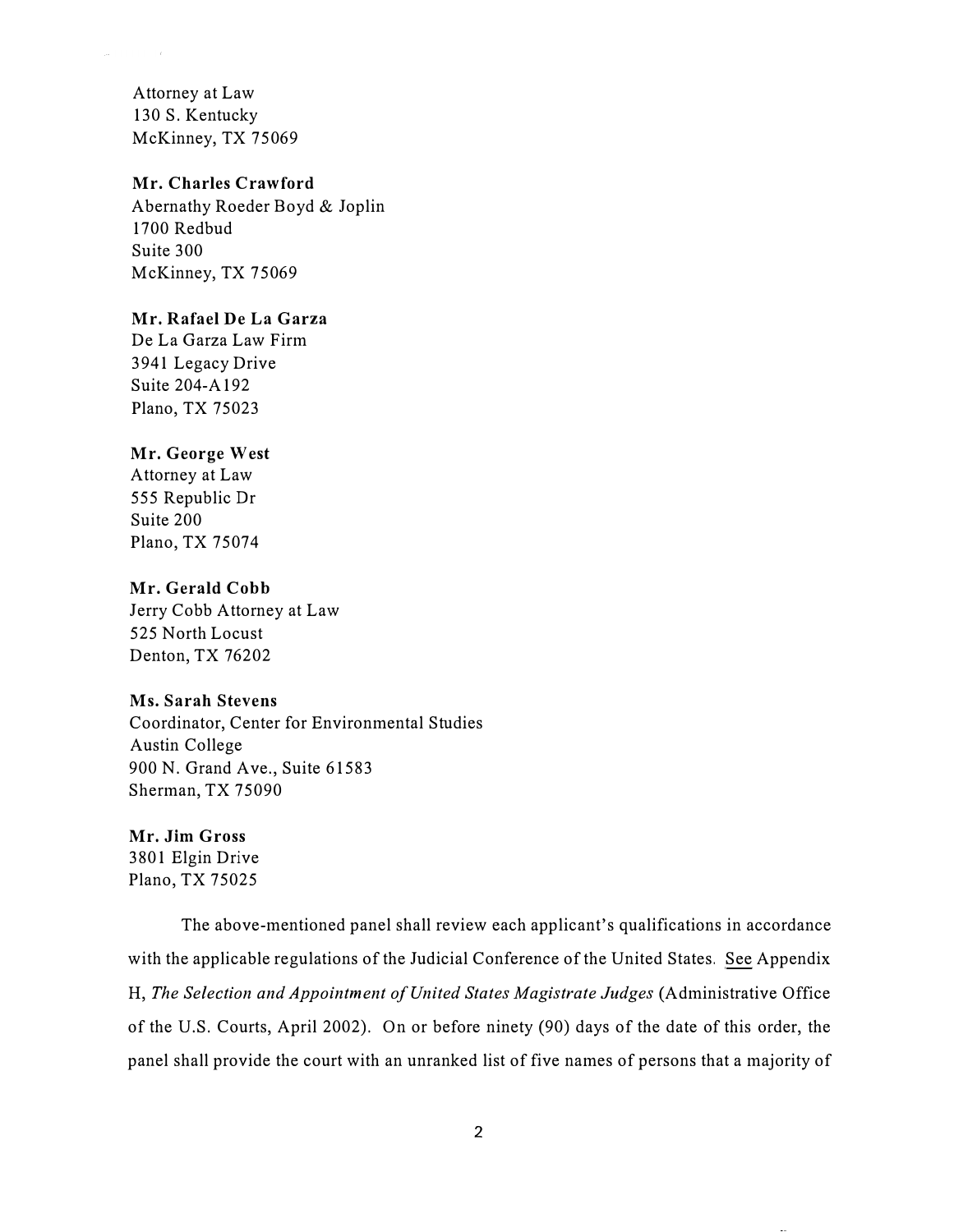Attorney at Law
130 S. Kentucky
McKinney, TX 75069

**Mr. Charles Crawford**
Abernathy Roeder Boyd & Joplin
1700 Redbud
Suite 300
McKinney, TX 75069

**Mr. Rafael De La Garza**
De La Garza Law Firm
3941 Legacy Drive
Suite 204-A192
Plano, TX 75023

**Mr. George West**
Attorney at Law
555 Republic Dr
Suite 200
Plano, TX 75074

**Mr. Gerald Cobb**
Jerry Cobb Attorney at Law
525 North Locust
Denton, TX 76202

**Ms. Sarah Stevens**
Coordinator, Center for Environmental Studies
Austin College
900 N. Grand Ave., Suite 61583
Sherman, TX 75090

**Mr. Jim Gross**
3801 Elgin Drive
Plano, TX 75025

The above-mentioned panel shall review each applicant's qualifications in accordance with the applicable regulations of the Judicial Conference of the United States. See Appendix H, *The Selection and Appointment of United States Magistrate Judges* (Administrative Office of the U.S. Courts, April 2002). On or before ninety (90) days of the date of this order, the panel shall provide the court with an unranked list of five names of persons that a majority of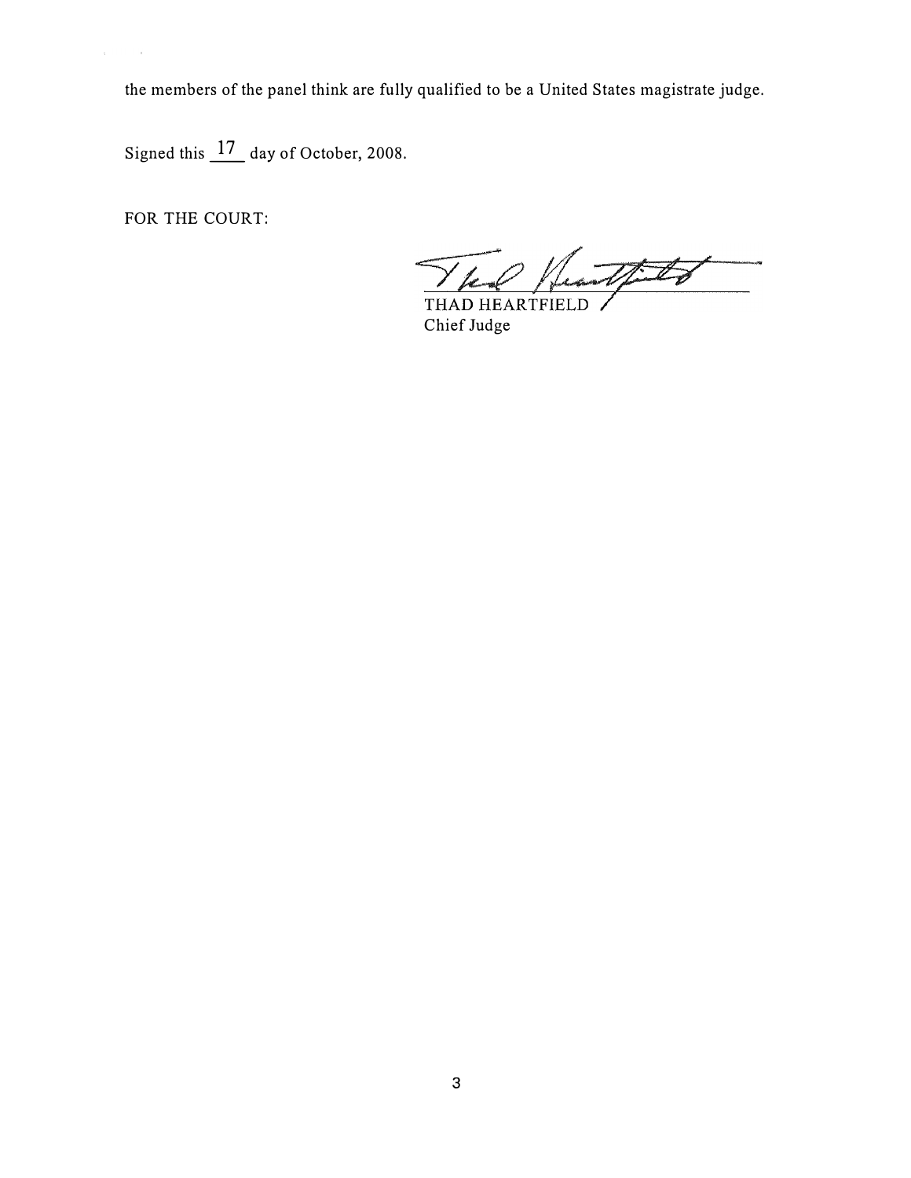the members of the panel think are fully qualified to be a United States magistrate judge.

Signed this 17 day of October, 2008.

FOR THE COURT:

THAD HEARTFIELD
Chief Judge